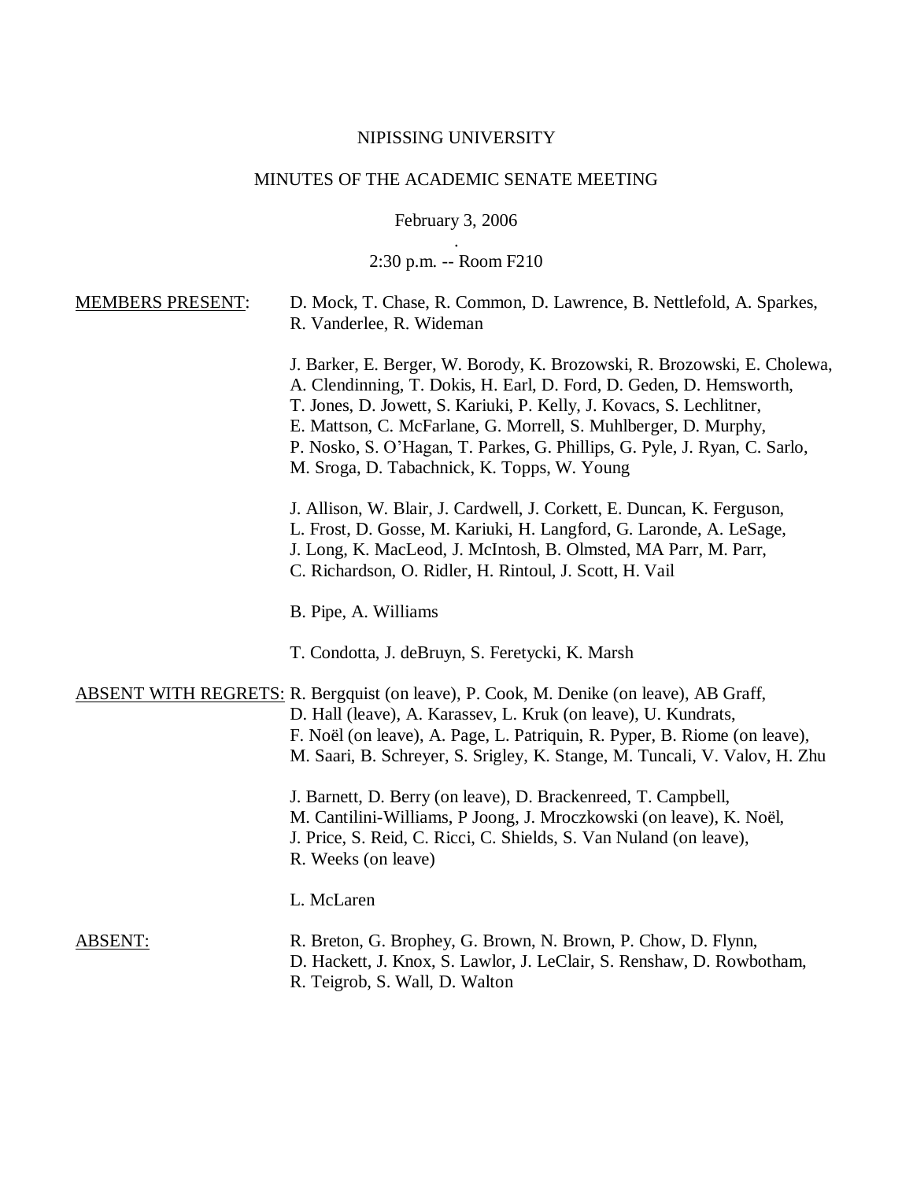NIPISSING UNIVERSITY

MINUTES OF THE ACADEMIC SENATE MEETING

February 3, 2006

.

2:30 p.m. -- Room F210

**MEMBERS PRESENT:**

D. Mock, T. Chase, R. Common, D. Lawrence, B. Nettlefold, A. Sparkes, R. Vanderlee, R. Wideman

J. Barker, E. Berger, W. Borody, K. Brozowski, R. Brozowski, E. Cholewa, A. Clendinning, T. Dokis, H. Earl, D. Ford, D. Geden, D. Hemsworth, T. Jones, D. Jowett, S. Kariuki, P. Kelly, J. Kovacs, S. Lechlitner, E. Mattson, C. McFarlane, G. Morrell, S. Muhlberger, D. Murphy, P. Nosko, S. O'Hagan, T. Parkes, G. Phillips, G. Pyle, J. Ryan, C. Sarlo, M. Sroga, D. Tabachnick, K. Topps, W. Young

J. Allison, W. Blair, J. Cardwell, J. Corkett, E. Duncan, K. Ferguson, L. Frost, D. Gosse, M. Kariuki, H. Langford, G. Laronde, A. LeSage, J. Long, K. MacLeod, J. McIntosh, B. Olmsted, MA Parr, M. Parr, C. Richardson, O. Ridler, H. Rintoul, J. Scott, H. Vail

B. Pipe, A. Williams

T. Condotta, J. deBruyn, S. Feretycki, K. Marsh

**ABSENT WITH REGRETS:**

R. Bergquist (on leave), P. Cook, M. Denike (on leave), AB Graff, D. Hall (leave), A. Karassev, L. Kruk (on leave), U. Kundrats, F. Noël (on leave), A. Page, L. Patriquin, R. Pyper, B. Riome (on leave), M. Saari, B. Schreyer, S. Srigley, K. Stange, M. Tuncali, V. Valov, H. Zhu

J. Barnett, D. Berry (on leave), D. Brackenreed, T. Campbell, M. Cantilini-Williams, P Joong, J. Mroczkowski (on leave), K. Noël, J. Price, S. Reid, C. Ricci, C. Shields, S. Van Nuland (on leave), R. Weeks (on leave)

L. McLaren

**ABSENT:**

R. Breton, G. Brophey, G. Brown, N. Brown, P. Chow, D. Flynn, D. Hackett, J. Knox, S. Lawlor, J. LeClair, S. Renshaw, D. Rowbotham, R. Teigrob, S. Wall, D. Walton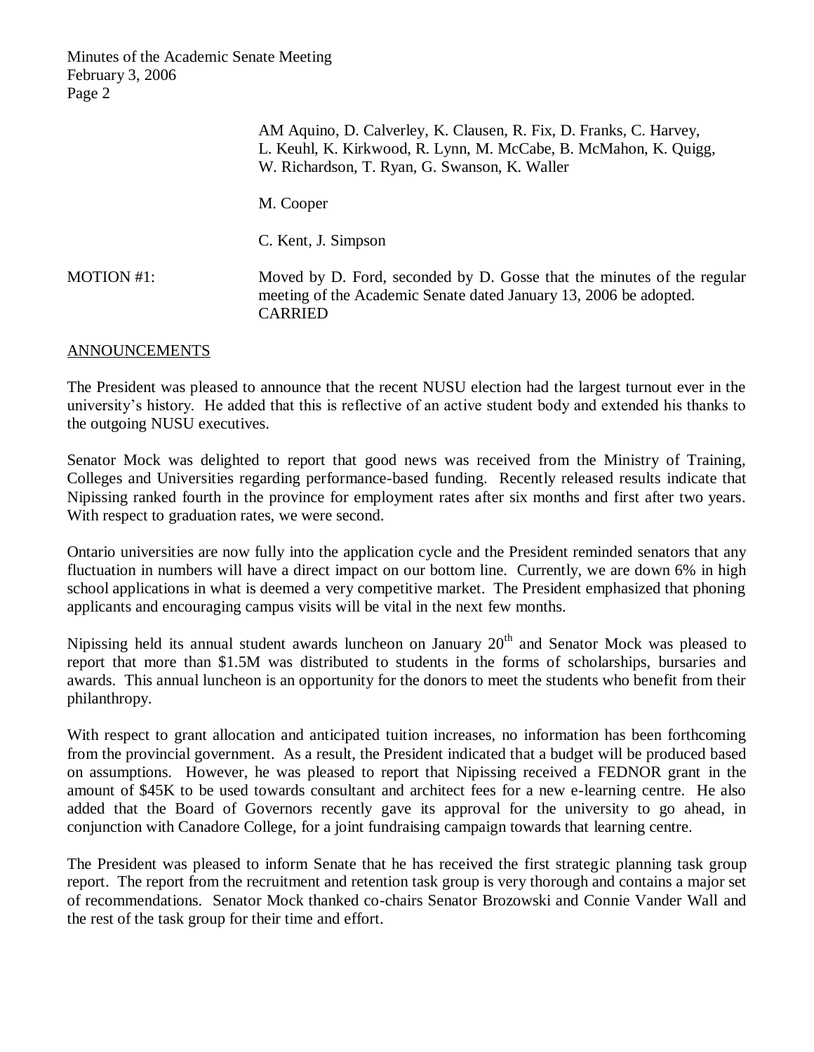AM Aquino, D. Calverley, K. Clausen, R. Fix, D. Franks, C. Harvey, L. Keuhl, K. Kirkwood, R. Lynn, M. McCabe, B. McMahon, K. Quigg, W. Richardson, T. Ryan, G. Swanson, K. Waller

M. Cooper

C. Kent, J. Simpson

MOTION #1: Moved by D. Ford, seconded by D. Gosse that the minutes of the regular meeting of the Academic Senate dated January 13, 2006 be adopted.
CARRIED

## ANNOUNCEMENTS

The President was pleased to announce that the recent NUSU election had the largest turnout ever in the university's history. He added that this is reflective of an active student body and extended his thanks to the outgoing NUSU executives.

Senator Mock was delighted to report that good news was received from the Ministry of Training, Colleges and Universities regarding performance-based funding. Recently released results indicate that Nipissing ranked fourth in the province for employment rates after six months and first after two years. With respect to graduation rates, we were second.

Ontario universities are now fully into the application cycle and the President reminded senators that any fluctuation in numbers will have a direct impact on our bottom line. Currently, we are down 6% in high school applications in what is deemed a very competitive market. The President emphasized that phoning applicants and encouraging campus visits will be vital in the next few months.

Nipissing held its annual student awards luncheon on January 20th and Senator Mock was pleased to report that more than $1.5M was distributed to students in the forms of scholarships, bursaries and awards. This annual luncheon is an opportunity for the donors to meet the students who benefit from their philanthropy.

With respect to grant allocation and anticipated tuition increases, no information has been forthcoming from the provincial government. As a result, the President indicated that a budget will be produced based on assumptions. However, he was pleased to report that Nipissing received a FEDNOR grant in the amount of $45K to be used towards consultant and architect fees for a new e-learning centre. He also added that the Board of Governors recently gave its approval for the university to go ahead, in conjunction with Canadore College, for a joint fundraising campaign towards that learning centre.

The President was pleased to inform Senate that he has received the first strategic planning task group report. The report from the recruitment and retention task group is very thorough and contains a major set of recommendations. Senator Mock thanked co-chairs Senator Brozowski and Connie Vander Wall and the rest of the task group for their time and effort.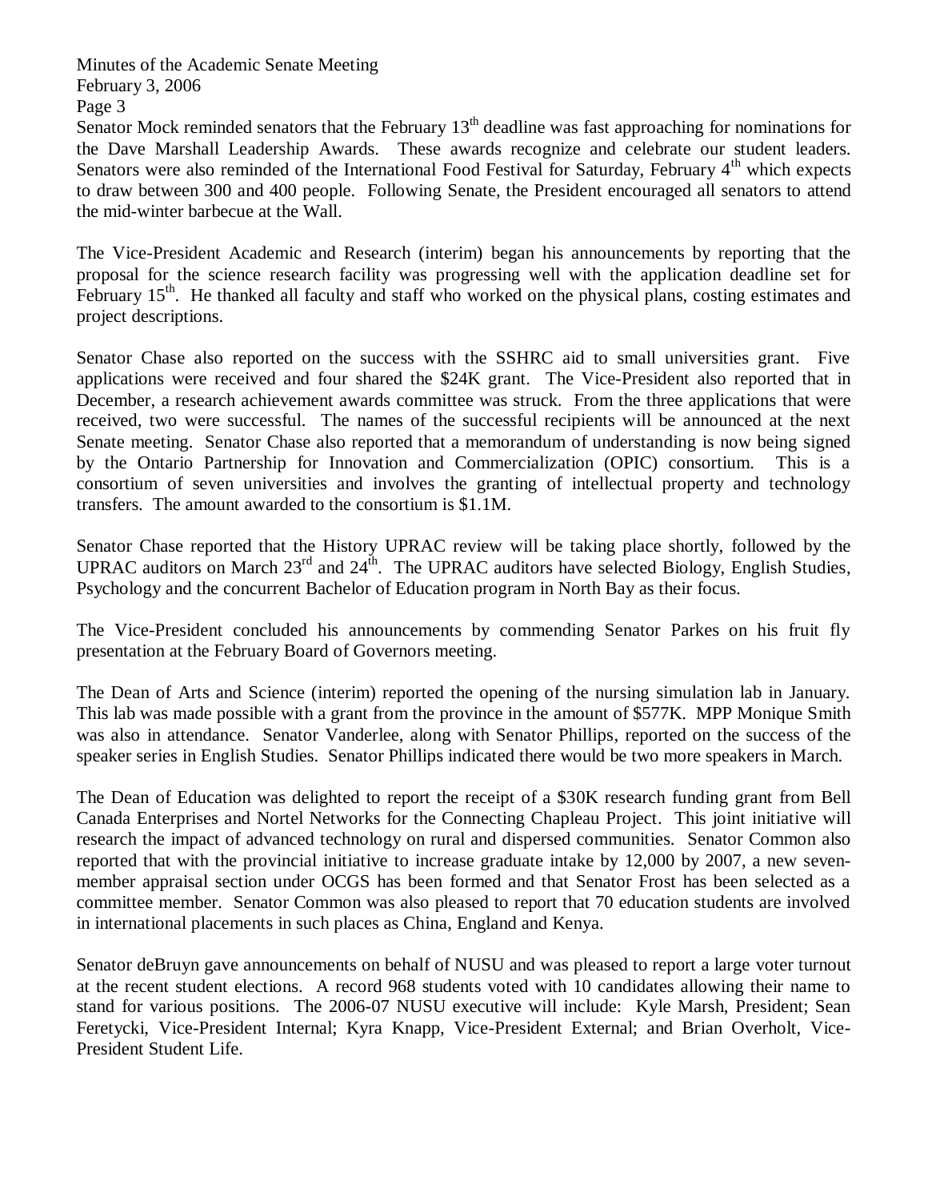Senator Mock reminded senators that the February 13th deadline was fast approaching for nominations for the Dave Marshall Leadership Awards. These awards recognize and celebrate our student leaders. Senators were also reminded of the International Food Festival for Saturday, February 4th which expects to draw between 300 and 400 people. Following Senate, the President encouraged all senators to attend the mid-winter barbecue at the Wall.

The Vice-President Academic and Research (interim) began his announcements by reporting that the proposal for the science research facility was progressing well with the application deadline set for February 15th. He thanked all faculty and staff who worked on the physical plans, costing estimates and project descriptions.

Senator Chase also reported on the success with the SSHRC aid to small universities grant. Five applications were received and four shared the $24K grant. The Vice-President also reported that in December, a research achievement awards committee was struck. From the three applications that were received, two were successful. The names of the successful recipients will be announced at the next Senate meeting. Senator Chase also reported that a memorandum of understanding is now being signed by the Ontario Partnership for Innovation and Commercialization (OPIC) consortium. This is a consortium of seven universities and involves the granting of intellectual property and technology transfers. The amount awarded to the consortium is $1.1M.

Senator Chase reported that the History UPRAC review will be taking place shortly, followed by the UPRAC auditors on March 23rd and 24th. The UPRAC auditors have selected Biology, English Studies, Psychology and the concurrent Bachelor of Education program in North Bay as their focus.

The Vice-President concluded his announcements by commending Senator Parkes on his fruit fly presentation at the February Board of Governors meeting.

The Dean of Arts and Science (interim) reported the opening of the nursing simulation lab in January. This lab was made possible with a grant from the province in the amount of $577K. MPP Monique Smith was also in attendance. Senator Vanderlee, along with Senator Phillips, reported on the success of the speaker series in English Studies. Senator Phillips indicated there would be two more speakers in March.

The Dean of Education was delighted to report the receipt of a $30K research funding grant from Bell Canada Enterprises and Nortel Networks for the Connecting Chapleau Project. This joint initiative will research the impact of advanced technology on rural and dispersed communities. Senator Common also reported that with the provincial initiative to increase graduate intake by 12,000 by 2007, a new seven-member appraisal section under OCGS has been formed and that Senator Frost has been selected as a committee member. Senator Common was also pleased to report that 70 education students are involved in international placements in such places as China, England and Kenya.

Senator deBruyn gave announcements on behalf of NUSU and was pleased to report a large voter turnout at the recent student elections. A record 968 students voted with 10 candidates allowing their name to stand for various positions. The 2006-07 NUSU executive will include: Kyle Marsh, President; Sean Feretycki, Vice-President Internal; Kyra Knapp, Vice-President External; and Brian Overholt, Vice-President Student Life.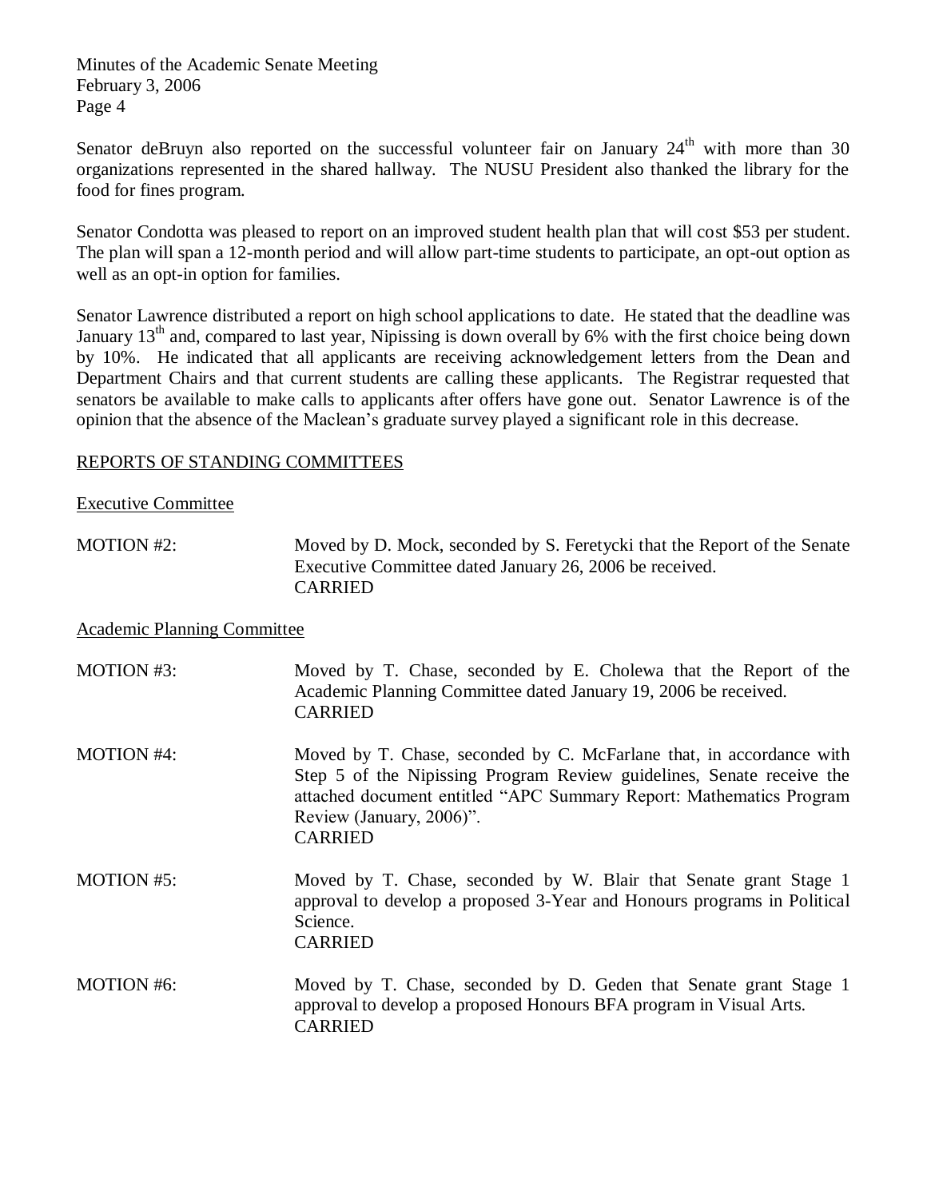Senator deBruyn also reported on the successful volunteer fair on January 24th with more than 30 organizations represented in the shared hallway. The NUSU President also thanked the library for the food for fines program.

Senator Condotta was pleased to report on an improved student health plan that will cost $53 per student. The plan will span a 12-month period and will allow part-time students to participate, an opt-out option as well as an opt-in option for families.

Senator Lawrence distributed a report on high school applications to date. He stated that the deadline was January 13th and, compared to last year, Nipissing is down overall by 6% with the first choice being down by 10%. He indicated that all applicants are receiving acknowledgement letters from the Dean and Department Chairs and that current students are calling these applicants. The Registrar requested that senators be available to make calls to applicants after offers have gone out. Senator Lawrence is of the opinion that the absence of the Maclean's graduate survey played a significant role in this decrease.

## REPORTS OF STANDING COMMITTEES

### Executive Committee

MOTION #2: Moved by D. Mock, seconded by S. Feretycki that the Report of the Senate Executive Committee dated January 26, 2006 be received.
CARRIED

### Academic Planning Committee

MOTION #3: Moved by T. Chase, seconded by E. Cholewa that the Report of the Academic Planning Committee dated January 19, 2006 be received.
CARRIED

MOTION #4: Moved by T. Chase, seconded by C. McFarlane that, in accordance with Step 5 of the Nipissing Program Review guidelines, Senate receive the attached document entitled "APC Summary Report: Mathematics Program Review (January, 2006)".
CARRIED

MOTION #5: Moved by T. Chase, seconded by W. Blair that Senate grant Stage 1 approval to develop a proposed 3-Year and Honours programs in Political Science.
CARRIED

MOTION #6: Moved by T. Chase, seconded by D. Geden that Senate grant Stage 1 approval to develop a proposed Honours BFA program in Visual Arts.
CARRIED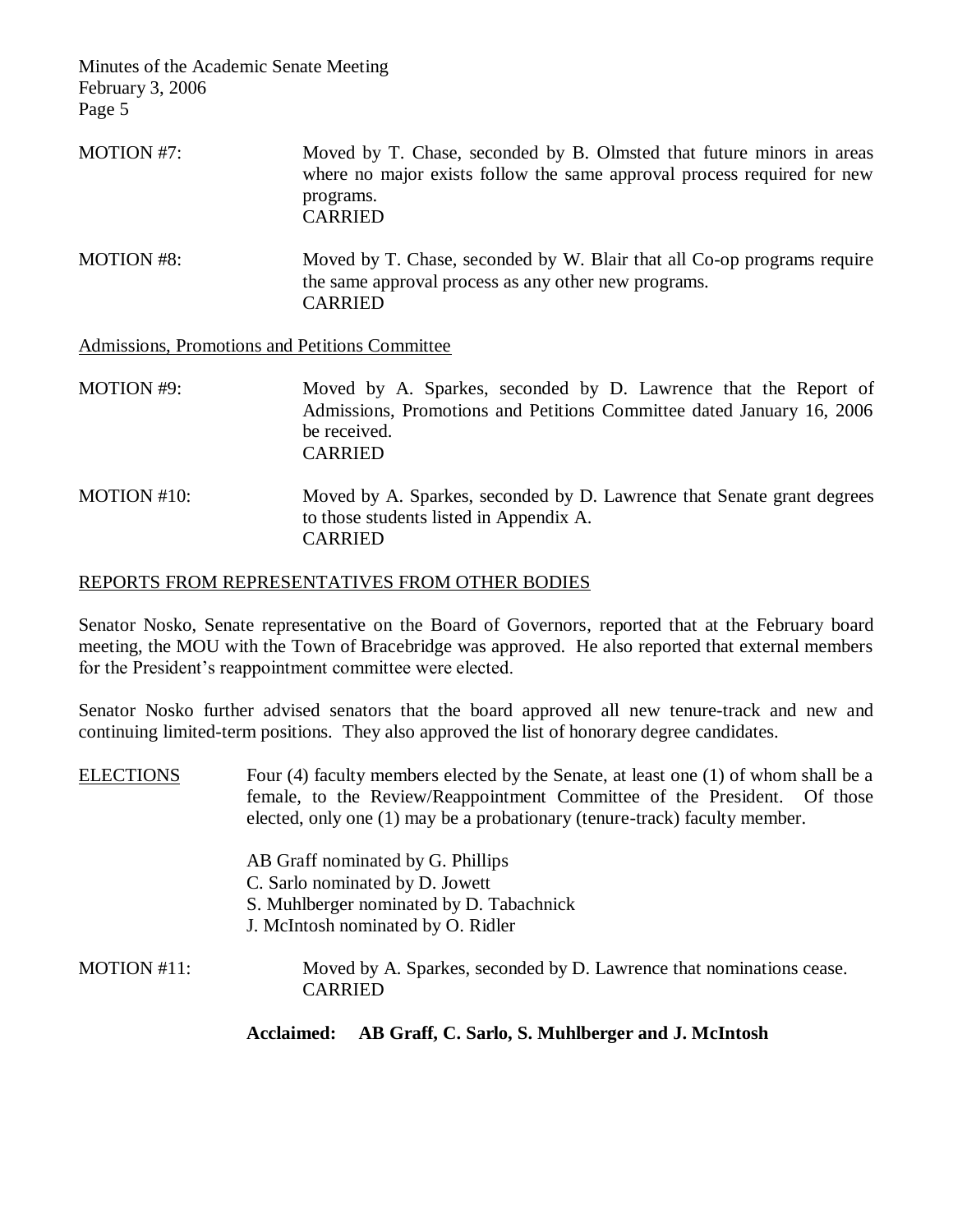MOTION #7: Moved by T. Chase, seconded by B. Olmsted that future minors in areas where no major exists follow the same approval process required for new programs.
CARRIED

MOTION #8: Moved by T. Chase, seconded by W. Blair that all Co-op programs require the same approval process as any other new programs.
CARRIED

Admissions, Promotions and Petitions Committee

MOTION #9: Moved by A. Sparkes, seconded by D. Lawrence that the Report of Admissions, Promotions and Petitions Committee dated January 16, 2006 be received.
CARRIED

MOTION #10: Moved by A. Sparkes, seconded by D. Lawrence that Senate grant degrees to those students listed in Appendix A.
CARRIED

## REPORTS FROM REPRESENTATIVES FROM OTHER BODIES

Senator Nosko, Senate representative on the Board of Governors, reported that at the February board meeting, the MOU with the Town of Bracebridge was approved. He also reported that external members for the President's reappointment committee were elected.

Senator Nosko further advised senators that the board approved all new tenure-track and new and continuing limited-term positions. They also approved the list of honorary degree candidates.

ELECTIONS Four (4) faculty members elected by the Senate, at least one (1) of whom shall be a female, to the Review/Reappointment Committee of the President. Of those elected, only one (1) may be a probationary (tenure-track) faculty member.

AB Graff nominated by G. Phillips
C. Sarlo nominated by D. Jowett
S. Muhlberger nominated by D. Tabachnick
J. McIntosh nominated by O. Ridler

MOTION #11: Moved by A. Sparkes, seconded by D. Lawrence that nominations cease.
CARRIED

**Acclaimed: AB Graff, C. Sarlo, S. Muhlberger and J. McIntosh**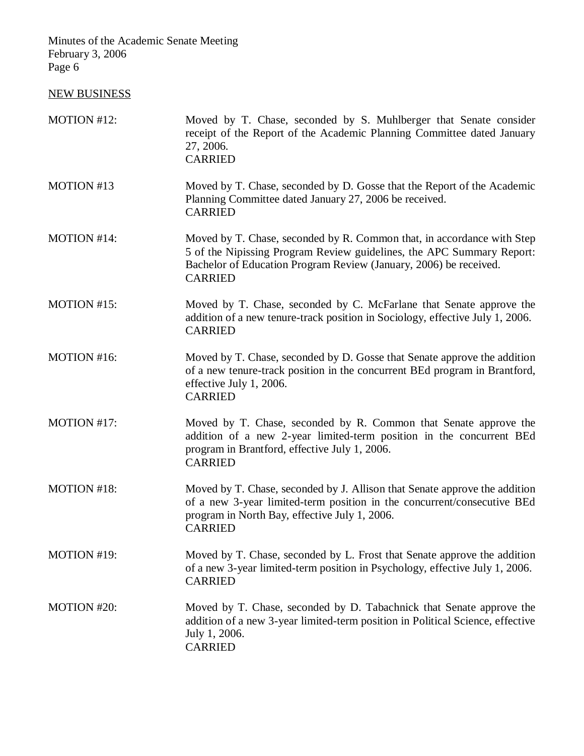NEW BUSINESS

MOTION #12: Moved by T. Chase, seconded by S. Muhlberger that Senate consider receipt of the Report of the Academic Planning Committee dated January 27, 2006.
CARRIED

MOTION #13 Moved by T. Chase, seconded by D. Gosse that the Report of the Academic Planning Committee dated January 27, 2006 be received.
CARRIED

MOTION #14: Moved by T. Chase, seconded by R. Common that, in accordance with Step 5 of the Nipissing Program Review guidelines, the APC Summary Report: Bachelor of Education Program Review (January, 2006) be received.
CARRIED

MOTION #15: Moved by T. Chase, seconded by C. McFarlane that Senate approve the addition of a new tenure-track position in Sociology, effective July 1, 2006.
CARRIED

MOTION #16: Moved by T. Chase, seconded by D. Gosse that Senate approve the addition of a new tenure-track position in the concurrent BEd program in Brantford, effective July 1, 2006.
CARRIED

MOTION #17: Moved by T. Chase, seconded by R. Common that Senate approve the addition of a new 2-year limited-term position in the concurrent BEd program in Brantford, effective July 1, 2006.
CARRIED

MOTION #18: Moved by T. Chase, seconded by J. Allison that Senate approve the addition of a new 3-year limited-term position in the concurrent/consecutive BEd program in North Bay, effective July 1, 2006.
CARRIED

MOTION #19: Moved by T. Chase, seconded by L. Frost that Senate approve the addition of a new 3-year limited-term position in Psychology, effective July 1, 2006.
CARRIED

MOTION #20: Moved by T. Chase, seconded by D. Tabachnick that Senate approve the addition of a new 3-year limited-term position in Political Science, effective July 1, 2006.
CARRIED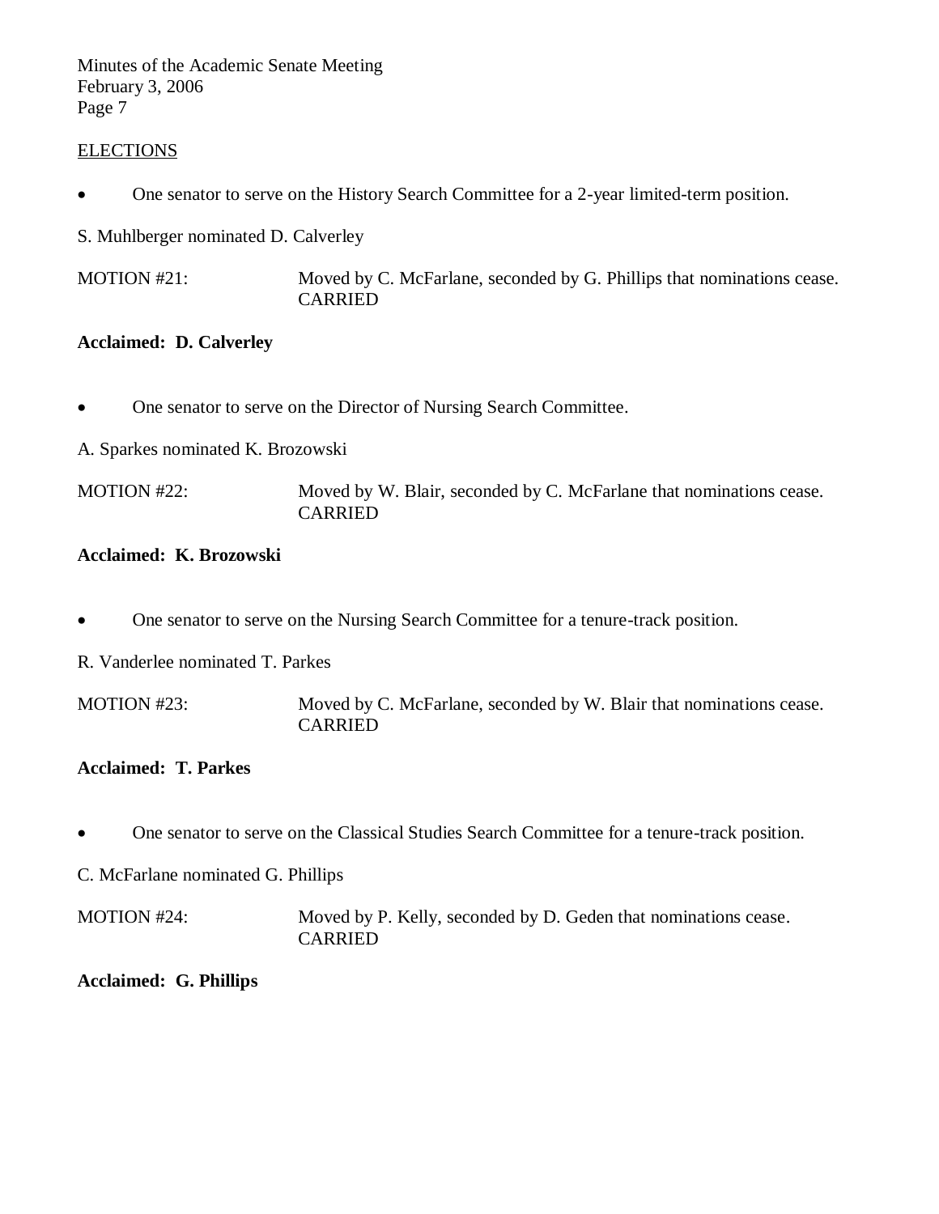ELECTIONS

- One senator to serve on the History Search Committee for a 2-year limited-term position.

S. Muhlberger nominated D. Calverley

MOTION #21: Moved by C. McFarlane, seconded by G. Phillips that nominations cease. CARRIED

**Acclaimed: D. Calverley**

- One senator to serve on the Director of Nursing Search Committee.

A. Sparkes nominated K. Brozowski

MOTION #22: Moved by W. Blair, seconded by C. McFarlane that nominations cease. CARRIED

**Acclaimed: K. Brozowski**

- One senator to serve on the Nursing Search Committee for a tenure-track position.

R. Vanderlee nominated T. Parkes

MOTION #23: Moved by C. McFarlane, seconded by W. Blair that nominations cease. CARRIED

**Acclaimed: T. Parkes**

- One senator to serve on the Classical Studies Search Committee for a tenure-track position.

C. McFarlane nominated G. Phillips

MOTION #24: Moved by P. Kelly, seconded by D. Geden that nominations cease. CARRIED

**Acclaimed: G. Phillips**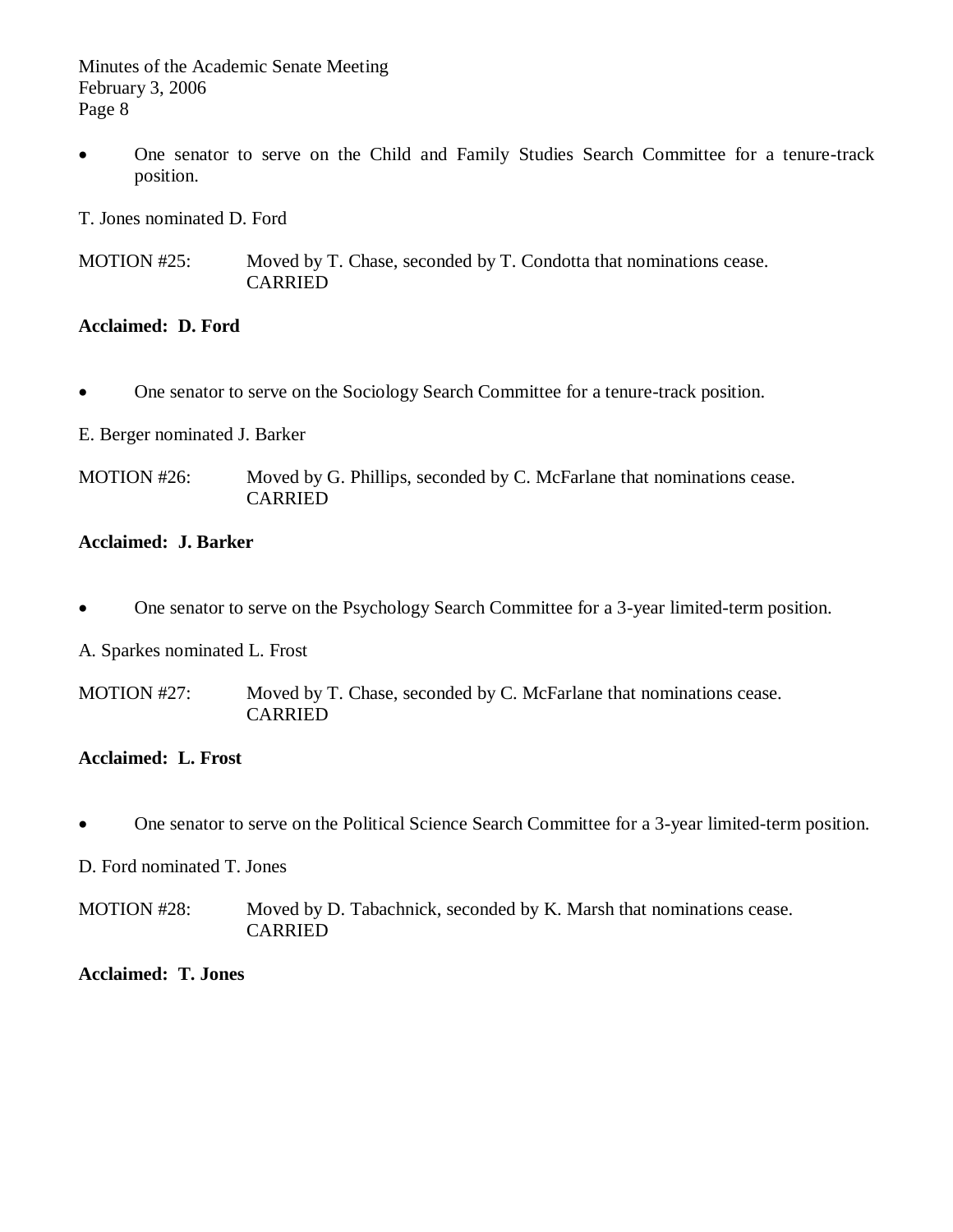- One senator to serve on the Child and Family Studies Search Committee for a tenure-track position.

T. Jones nominated D. Ford

MOTION #25: Moved by T. Chase, seconded by T. Condotta that nominations cease.
CARRIED

**Acclaimed: D. Ford**

- One senator to serve on the Sociology Search Committee for a tenure-track position.

E. Berger nominated J. Barker

MOTION #26: Moved by G. Phillips, seconded by C. McFarlane that nominations cease.
CARRIED

**Acclaimed: J. Barker**

- One senator to serve on the Psychology Search Committee for a 3-year limited-term position.

A. Sparkes nominated L. Frost

MOTION #27: Moved by T. Chase, seconded by C. McFarlane that nominations cease.
CARRIED

**Acclaimed: L. Frost**

- One senator to serve on the Political Science Search Committee for a 3-year limited-term position.

D. Ford nominated T. Jones

MOTION #28: Moved by D. Tabachnick, seconded by K. Marsh that nominations cease.
CARRIED

**Acclaimed: T. Jones**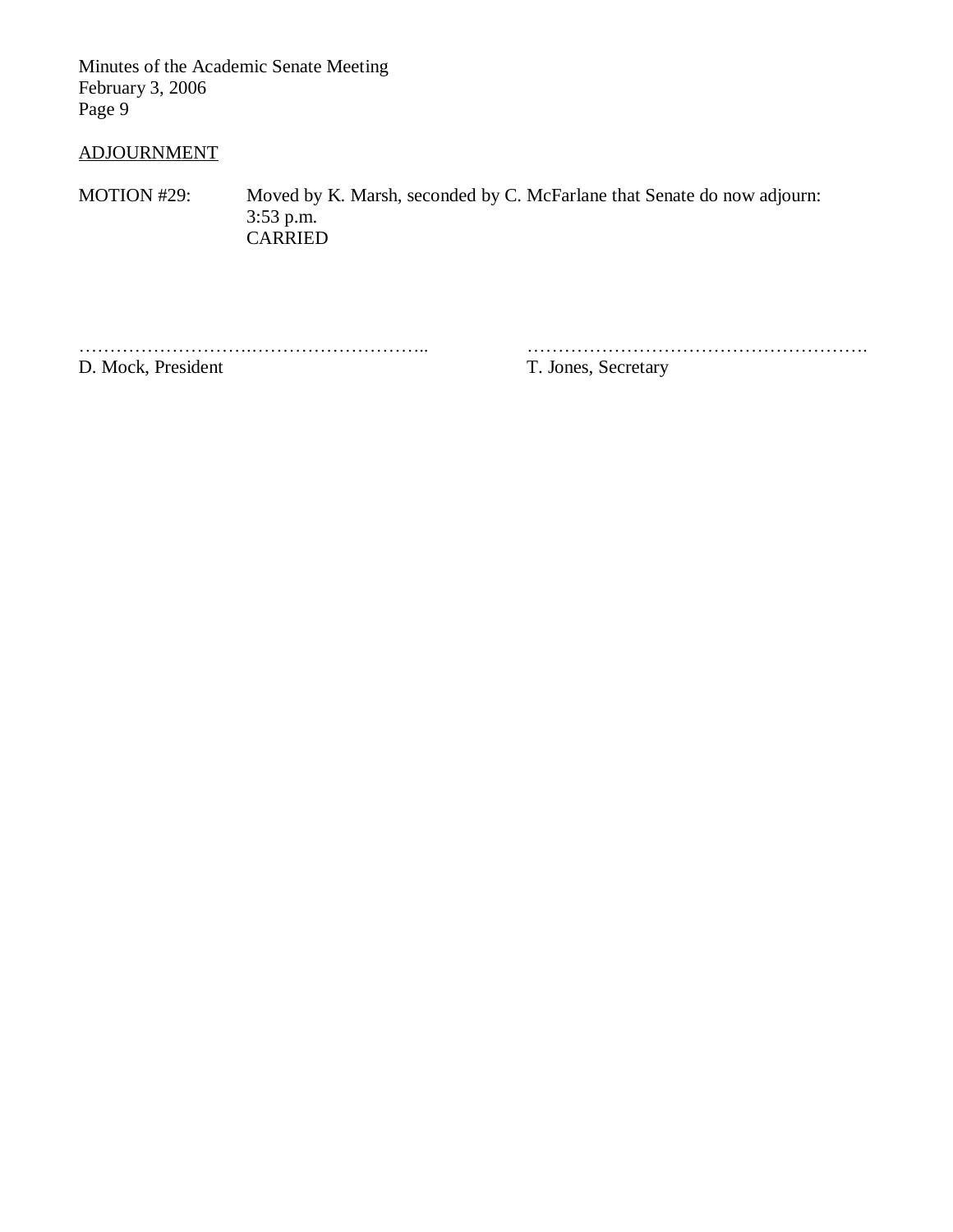## ADJOURNMENT

MOTION #29: Moved by K. Marsh, seconded by C. McFarlane that Senate do now adjourn: 3:53 p.m.
CARRIED

……………………………………………………..
D. Mock, President

……………………………………………………
T. Jones, Secretary